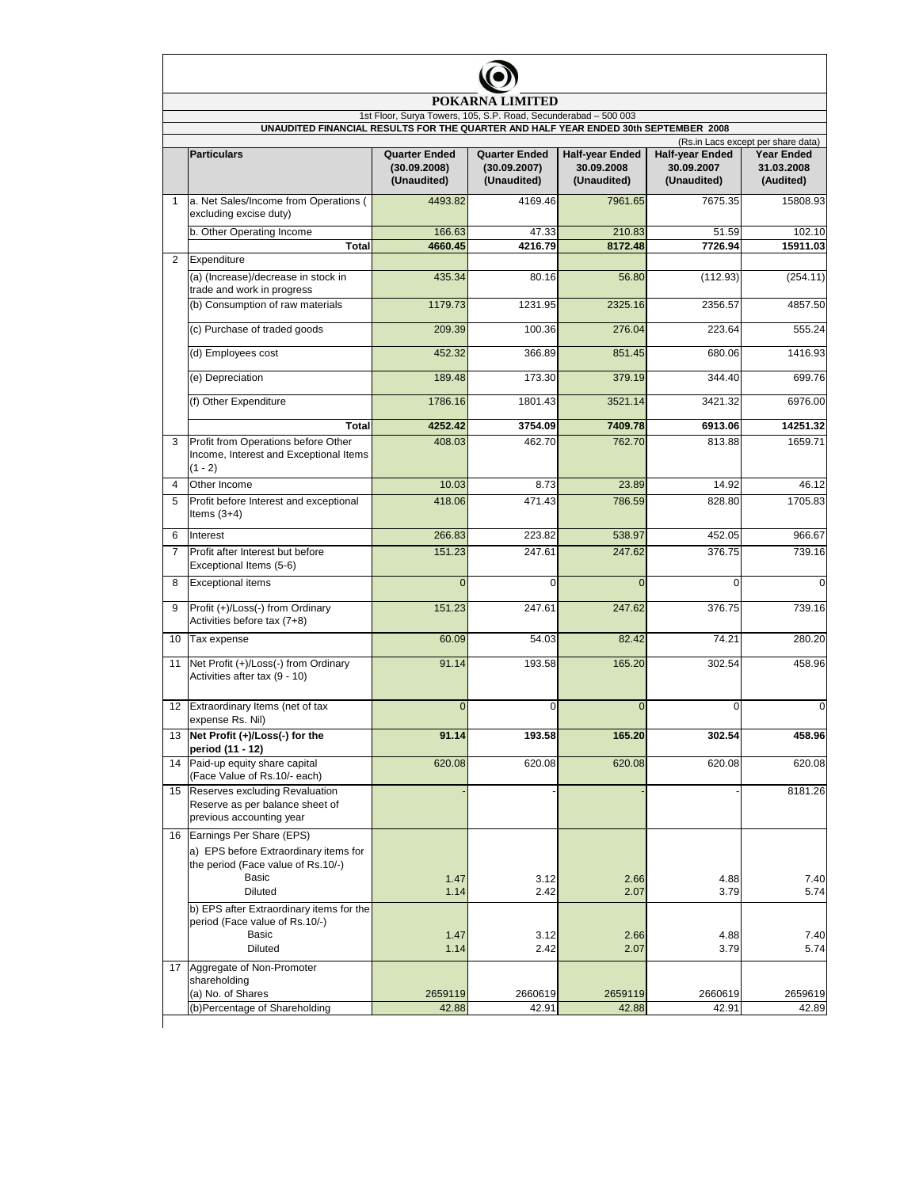# POKARNA LIMITED

1st Floor, Surya Towers, 105, S.P. Road, Secunderabad – 500 003

**UNAUDITED FINANCIAL RESULTS FOR THE QUARTER AND HALF YEAR ENDED 30th SEPTEMBER 2008**

(Rs.in Lacs except per share data)

| | Particulars | Quarter Ended (30.09.2008) (Unaudited) | Quarter Ended (30.09.2007) (Unaudited) | Half-year Ended 30.09.2008 (Unaudited) | Half-year Ended 30.09.2007 (Unaudited) | Year Ended 31.03.2008 (Audited) |
|---|---|---|---|---|---|---|
| 1 | a. Net Sales/Income from Operations ( excluding excise duty) | 4493.82 | 4169.46 | 7961.65 | 7675.35 | 15808.93 |
| | b. Other Operating Income | 166.63 | 47.33 | 210.83 | 51.59 | 102.10 |
| | **Total** | **4660.45** | **4216.79** | **8172.48** | **7726.94** | **15911.03** |
| 2 | Expenditure | | | | | |
| | (a) (Increase)/decrease in stock in trade and work in progress | 435.34 | 80.16 | 56.80 | (112.93) | (254.11) |
| | (b) Consumption of raw materials | 1179.73 | 1231.95 | 2325.16 | 2356.57 | 4857.50 |
| | (c) Purchase of traded goods | 209.39 | 100.36 | 276.04 | 223.64 | 555.24 |
| | (d) Employees cost | 452.32 | 366.89 | 851.45 | 680.06 | 1416.93 |
| | (e) Depreciation | 189.48 | 173.30 | 379.19 | 344.40 | 699.76 |
| | (f) Other Expenditure | 1786.16 | 1801.43 | 3521.14 | 3421.32 | 6976.00 |
| | **Total** | **4252.42** | **3754.09** | **7409.78** | **6913.06** | **14251.32** |
| 3 | Profit from Operations before Other Income, Interest and Exceptional Items (1 - 2) | 408.03 | 462.70 | 762.70 | 813.88 | 1659.71 |
| 4 | Other Income | 10.03 | 8.73 | 23.89 | 14.92 | 46.12 |
| 5 | Profit before Interest and exceptional Items (3+4) | 418.06 | 471.43 | 786.59 | 828.80 | 1705.83 |
| 6 | Interest | 266.83 | 223.82 | 538.97 | 452.05 | 966.67 |
| 7 | Profit after Interest but before Exceptional Items (5-6) | 151.23 | 247.61 | 247.62 | 376.75 | 739.16 |
| 8 | Exceptional items | 0 | 0 | 0 | 0 | 0 |
| 9 | Profit (+)/Loss(-) from Ordinary Activities before tax (7+8) | 151.23 | 247.61 | 247.62 | 376.75 | 739.16 |
| 10 | Tax expense | 60.09 | 54.03 | 82.42 | 74.21 | 280.20 |
| 11 | Net Profit (+)/Loss(-) from Ordinary Activities after tax (9 - 10) | 91.14 | 193.58 | 165.20 | 302.54 | 458.96 |
| 12 | Extraordinary Items (net of tax expense Rs. Nil) | 0 | 0 | 0 | 0 | 0 |
| 13 | **Net Profit (+)/Loss(-) for the period (11 - 12)** | **91.14** | **193.58** | **165.20** | **302.54** | **458.96** |
| 14 | Paid-up equity share capital (Face Value of Rs.10/- each) | 620.08 | 620.08 | 620.08 | 620.08 | 620.08 |
| 15 | Reserves excluding Revaluation Reserve as per balance sheet of previous accounting year | - | - | - | - | 8181.26 |
| 16 | Earnings Per Share (EPS) | | | | | |
| | a) EPS before Extraordinary items for the period (Face value of Rs.10/-) | | | | | |
| | Basic | 1.47 | 3.12 | 2.66 | 4.88 | 7.40 |
| | Diluted | 1.14 | 2.42 | 2.07 | 3.79 | 5.74 |
| | b) EPS after Extraordinary items for the period (Face value of Rs.10/-) | | | | | |
| | Basic | 1.47 | 3.12 | 2.66 | 4.88 | 7.40 |
| | Diluted | 1.14 | 2.42 | 2.07 | 3.79 | 5.74 |
| 17 | Aggregate of Non-Promoter shareholding | | | | | |
| | (a) No. of Shares | 2659119 | 2660619 | 2659119 | 2660619 | 2659619 |
| | (b)Percentage of Shareholding | 42.88 | 42.91 | 42.88 | 42.91 | 42.89 |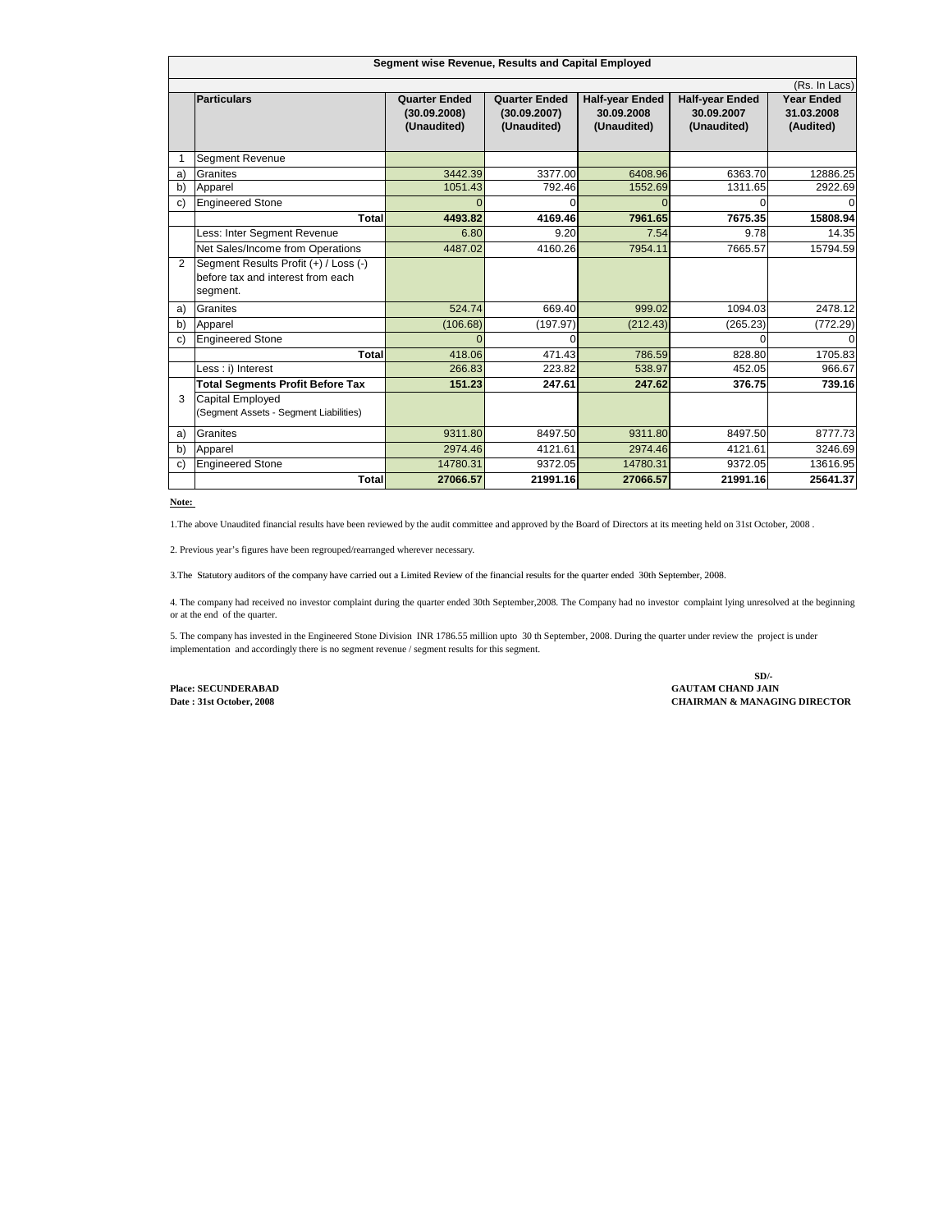## Segment wise Revenue, Results and Capital Employed

(Rs. In Lacs)

| | Particulars | Quarter Ended (30.09.2008) (Unaudited) | Quarter Ended (30.09.2007) (Unaudited) | Half-year Ended 30.09.2008 (Unaudited) | Half-year Ended 30.09.2007 (Unaudited) | Year Ended 31.03.2008 (Audited) |
|---|---|---|---|---|---|---|
| 1 | Segment Revenue | | | | | |
| a) | Granites | 3442.39 | 3377.00 | 6408.96 | 6363.70 | 12886.25 |
| b) | Apparel | 1051.43 | 792.46 | 1552.69 | 1311.65 | 2922.69 |
| c) | Engineered Stone | 0 | 0 | 0 | 0 | 0 |
| | **Total** | **4493.82** | **4169.46** | **7961.65** | **7675.35** | **15808.94** |
| | Less: Inter Segment Revenue | 6.80 | 9.20 | 7.54 | 9.78 | 14.35 |
| | Net Sales/Income from Operations | 4487.02 | 4160.26 | 7954.11 | 7665.57 | 15794.59 |
| 2 | Segment Results Profit (+) / Loss (-) before tax and interest from each segment. | | | | | |
| a) | Granites | 524.74 | 669.40 | 999.02 | 1094.03 | 2478.12 |
| b) | Apparel | (106.68) | (197.97) | (212.43) | (265.23) | (772.29) |
| c) | Engineered Stone | 0 | 0 | | 0 | 0 |
| | **Total** | 418.06 | 471.43 | 786.59 | 828.80 | 1705.83 |
| | Less : i) Interest | 266.83 | 223.82 | 538.97 | 452.05 | 966.67 |
| | **Total Segments Profit Before Tax** | **151.23** | **247.61** | **247.62** | **376.75** | **739.16** |
| 3 | Capital Employed (Segment Assets - Segment Liabilities) | | | | | |
| a) | Granites | 9311.80 | 8497.50 | 9311.80 | 8497.50 | 8777.73 |
| b) | Apparel | 2974.46 | 4121.61 | 2974.46 | 4121.61 | 3246.69 |
| c) | Engineered Stone | 14780.31 | 9372.05 | 14780.31 | 9372.05 | 13616.95 |
| | **Total** | **27066.57** | **21991.16** | **27066.57** | **21991.16** | **25641.37** |

**Note:**

1.The above Unaudited financial results have been reviewed by the audit committee and approved by the Board of Directors at its meeting held on 31st October, 2008 .

2. Previous year's figures have been regrouped/rearranged wherever necessary.

3.The Statutory auditors of the company have carried out a Limited Review of the financial results for the quarter ended 30th September, 2008.

4. The company had received no investor complaint during the quarter ended 30th September,2008. The Company had no investor complaint lying unresolved at the beginning or at the end of the quarter.

5. The company has invested in the Engineered Stone Division INR 1786.55 million upto 30 th September, 2008. During the quarter under review the project is under implementation and accordingly there is no segment revenue / segment results for this segment.

**Place: SECUNDERABAD**
**Date : 31st October, 2008**

**SD/-**
**GAUTAM CHAND JAIN**
**CHAIRMAN & MANAGING DIRECTOR**